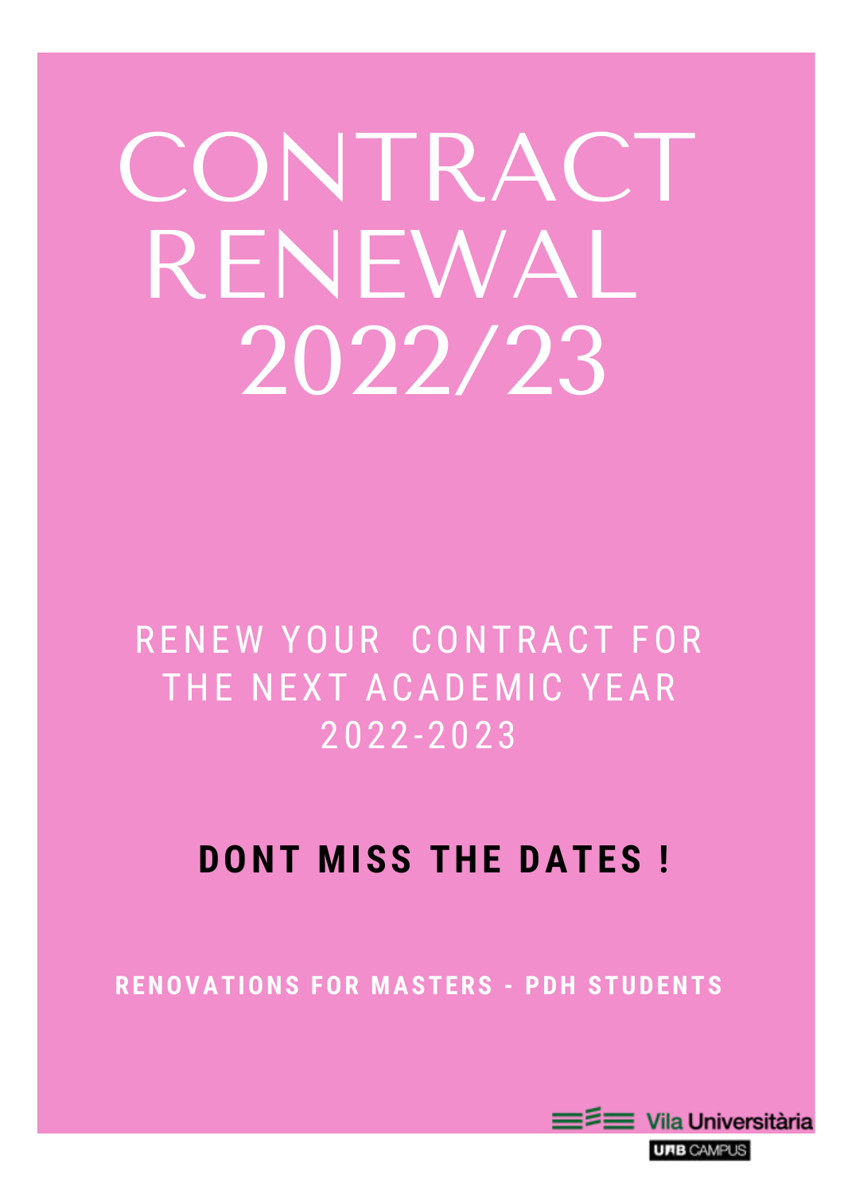# CONTRACT RENEWAL 2022/23

RENEW YOUR CONTRACT FOR THE NEXT ACADEMIC YEAR 2022-2023

**DONT MISS THE DATES !**

**RENOVATIONS FOR MASTERS - PDH STUDENTS**

Vila Universitària

UAB CAMPUS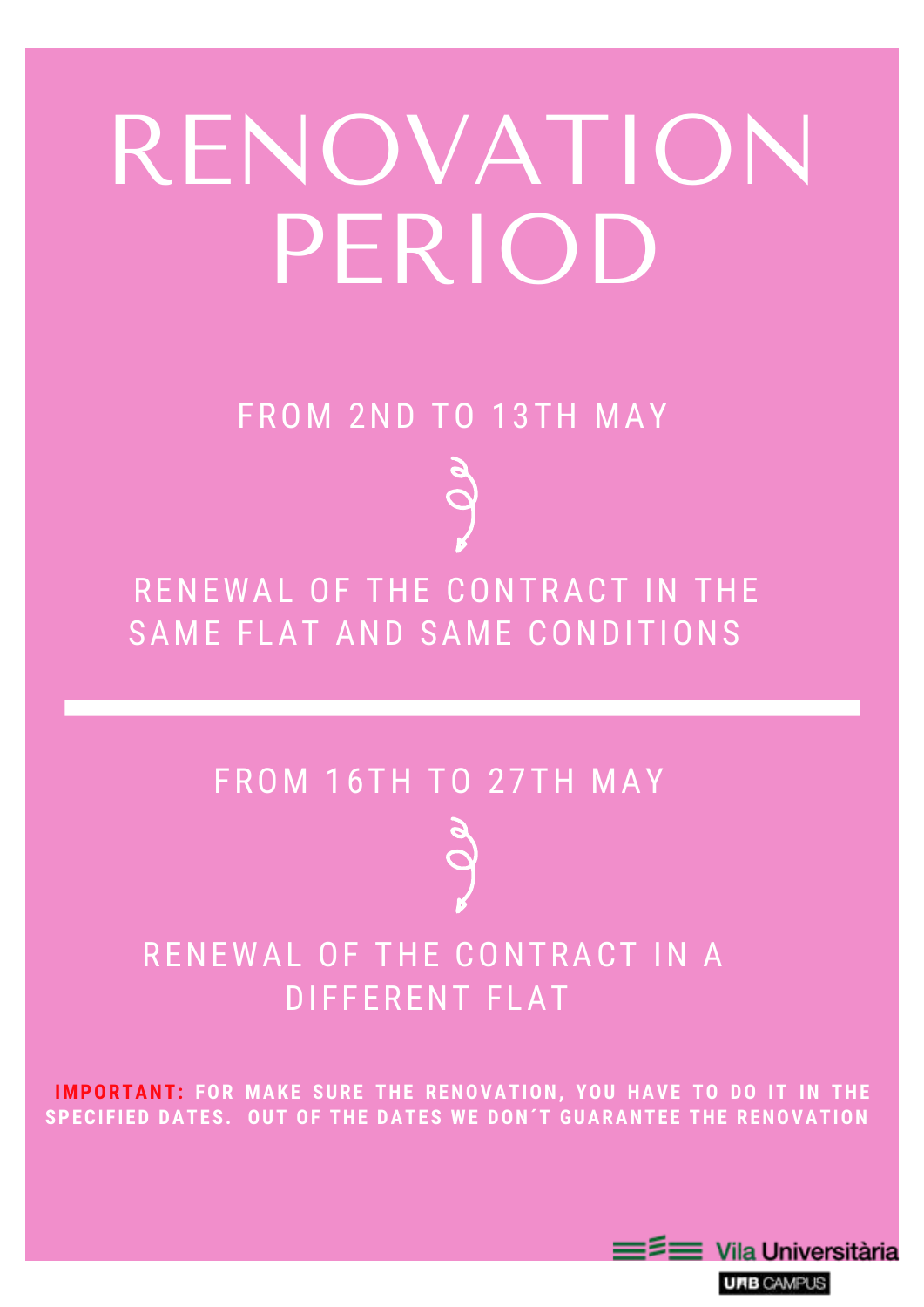# RENOVATION PERIOD

FROM 2ND TO 13TH MAY

RENEWAL OF THE CONTRACT IN THE SAME FLAT AND SAME CONDITIONS

---

FROM 16TH TO 27TH MAY

RENEWAL OF THE CONTRACT IN A DIFFERENT FLAT

**IMPORTANT: FOR MAKE SURE THE RENOVATION, YOU HAVE TO DO IT IN THE SPECIFIED DATES. OUT OF THE DATES WE DON´T GUARANTEE THE RENOVATION**

Vila Universitària

UAB CAMPUS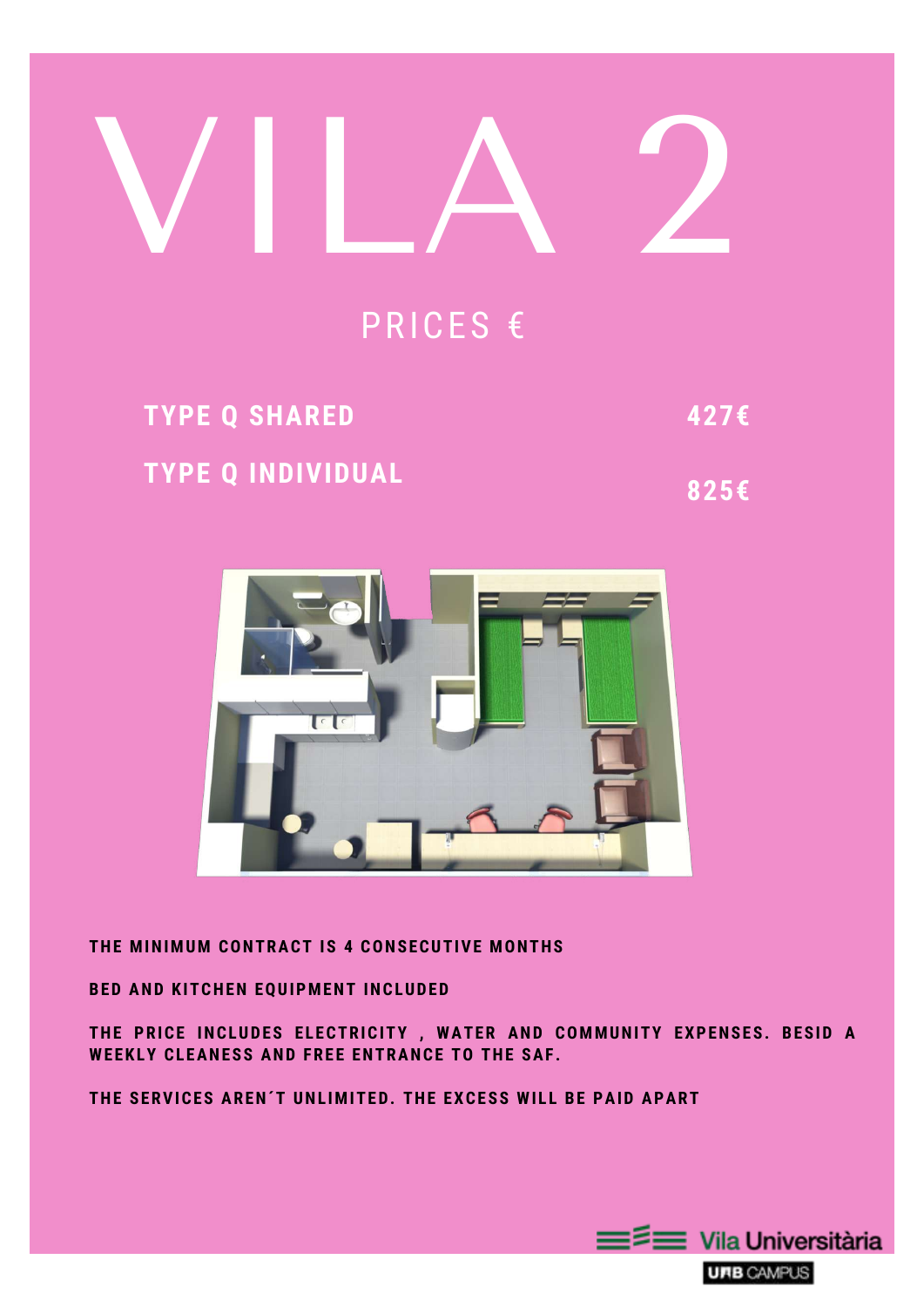# VILA 2

## PRICES €

| | |
|---|---|
| TYPE Q SHARED | 427€ |
| TYPE Q INDIVIDUAL | 825€ |

**THE MINIMUM CONTRACT IS 4 CONSECUTIVE MONTHS**

**BED AND KITCHEN EQUIPMENT INCLUDED**

**THE PRICE INCLUDES ELECTRICITY , WATER AND COMMUNITY EXPENSES. BESID A WEEKLY CLEANESS AND FREE ENTRANCE TO THE SAF.**

**THE SERVICES AREN´T UNLIMITED. THE EXCESS WILL BE PAID APART**

Vila Universitària

UAB CAMPUS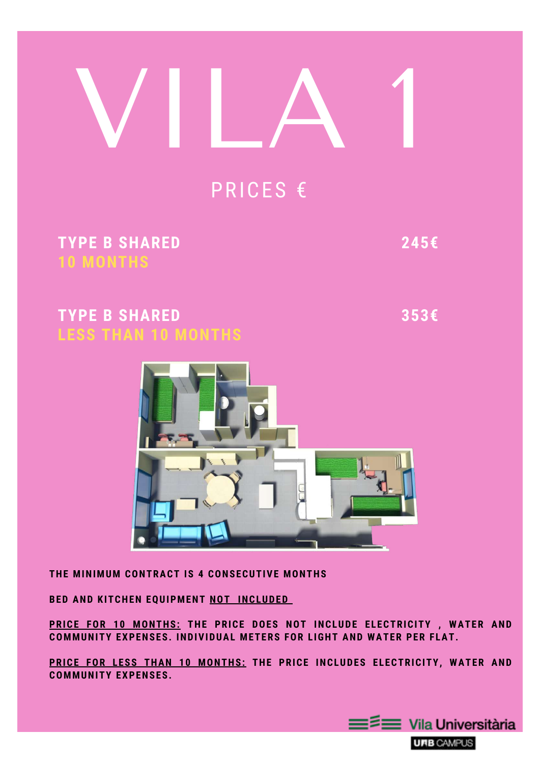# VILA 1

## PRICES €

| | |
|---|---|
| **TYPE B SHARED**<br>**10 MONTHS** | **245€** |
| **TYPE B SHARED**<br>**LESS THAN 10 MONTHS** | **353€** |

**THE MINIMUM CONTRACT IS 4 CONSECUTIVE MONTHS**

**BED AND KITCHEN EQUIPMENT NOT INCLUDED**

**PRICE FOR 10 MONTHS:** THE PRICE DOES NOT INCLUDE ELECTRICITY , WATER AND COMMUNITY EXPENSES. INDIVIDUAL METERS FOR LIGHT AND WATER PER FLAT.

**PRICE FOR LESS THAN 10 MONTHS:** THE PRICE INCLUDES ELECTRICITY, WATER AND COMMUNITY EXPENSES.

Vila Universitària

UAB CAMPUS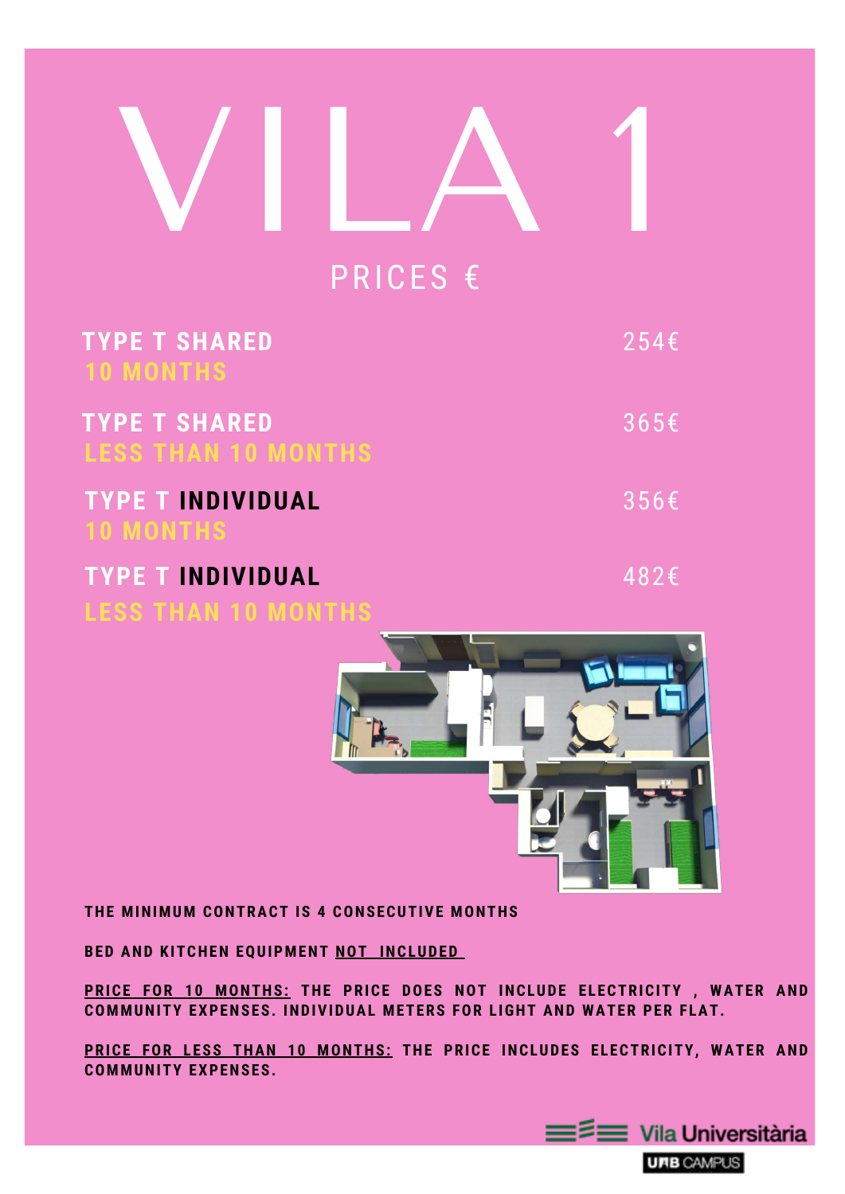# VILA 1

## PRICES €

| | |
|---|---|
| **TYPE T SHARED** **10 MONTHS** | 254€ |
| **TYPE T SHARED** **LESS THAN 10 MONTHS** | 365€ |
| **TYPE T INDIVIDUAL** **10 MONTHS** | 356€ |
| **TYPE T INDIVIDUAL** **LESS THAN 10 MONTHS** | 482€ |

**THE MINIMUM CONTRACT IS 4 CONSECUTIVE MONTHS**

**BED AND KITCHEN EQUIPMENT NOT INCLUDED**

**PRICE FOR 10 MONTHS: THE PRICE DOES NOT INCLUDE ELECTRICITY , WATER AND COMMUNITY EXPENSES. INDIVIDUAL METERS FOR LIGHT AND WATER PER FLAT.**

**PRICE FOR LESS THAN 10 MONTHS: THE PRICE INCLUDES ELECTRICITY, WATER AND COMMUNITY EXPENSES.**

Vila Universitària

UAB CAMPUS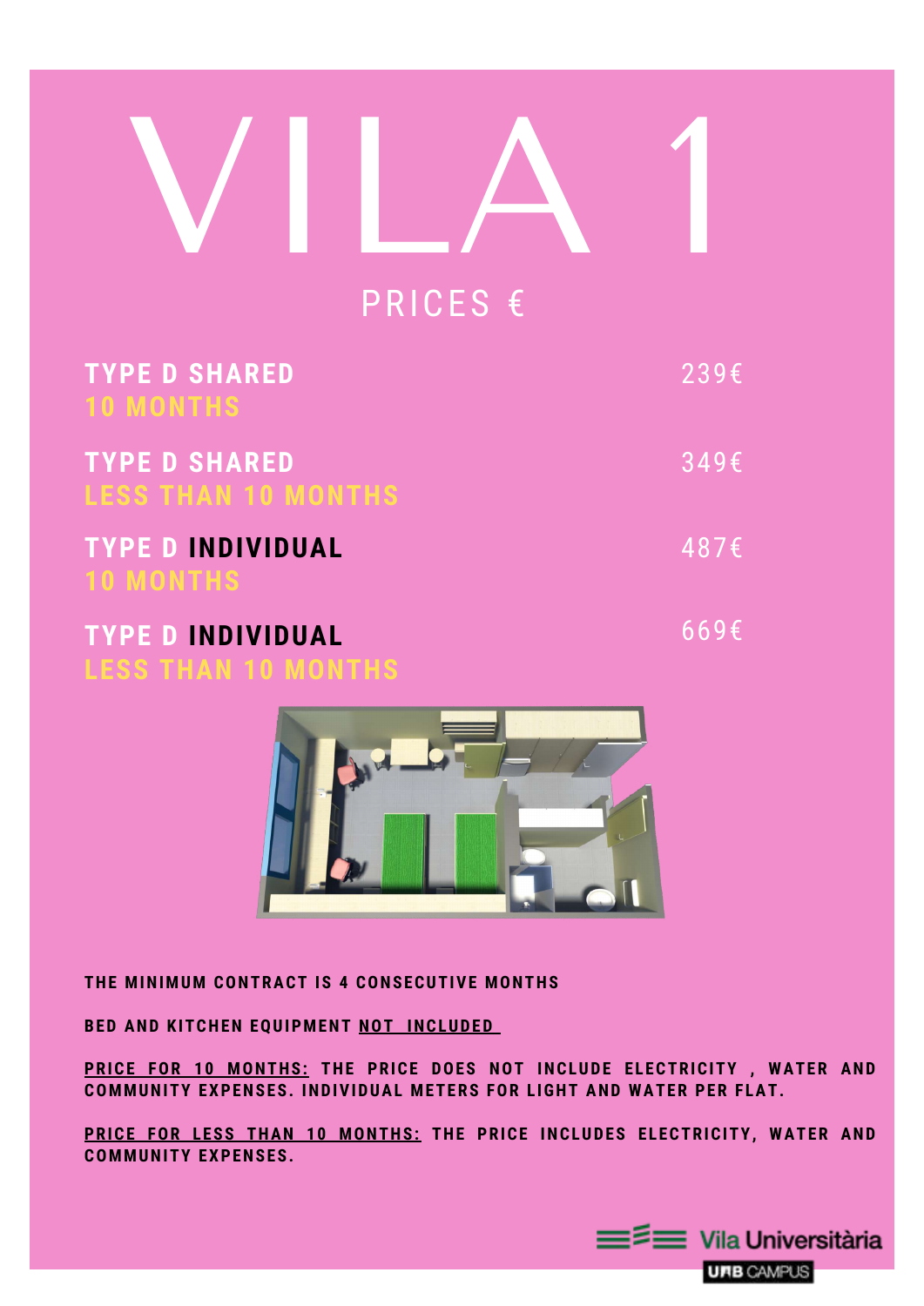# VILA 1

## PRICES €

| | |
|---|---|
| **TYPE D SHARED** 10 MONTHS | 239€ |
| **TYPE D SHARED** LESS THAN 10 MONTHS | 349€ |
| **TYPE D INDIVIDUAL** 10 MONTHS | 487€ |
| **TYPE D INDIVIDUAL** LESS THAN 10 MONTHS | 669€ |

**THE MINIMUM CONTRACT IS 4 CONSECUTIVE MONTHS**

**BED AND KITCHEN EQUIPMENT NOT INCLUDED**

**PRICE FOR 10 MONTHS: THE PRICE DOES NOT INCLUDE ELECTRICITY , WATER AND COMMUNITY EXPENSES. INDIVIDUAL METERS FOR LIGHT AND WATER PER FLAT.**

**PRICE FOR LESS THAN 10 MONTHS: THE PRICE INCLUDES ELECTRICITY, WATER AND COMMUNITY EXPENSES.**

Vila Universitària
UAB CAMPUS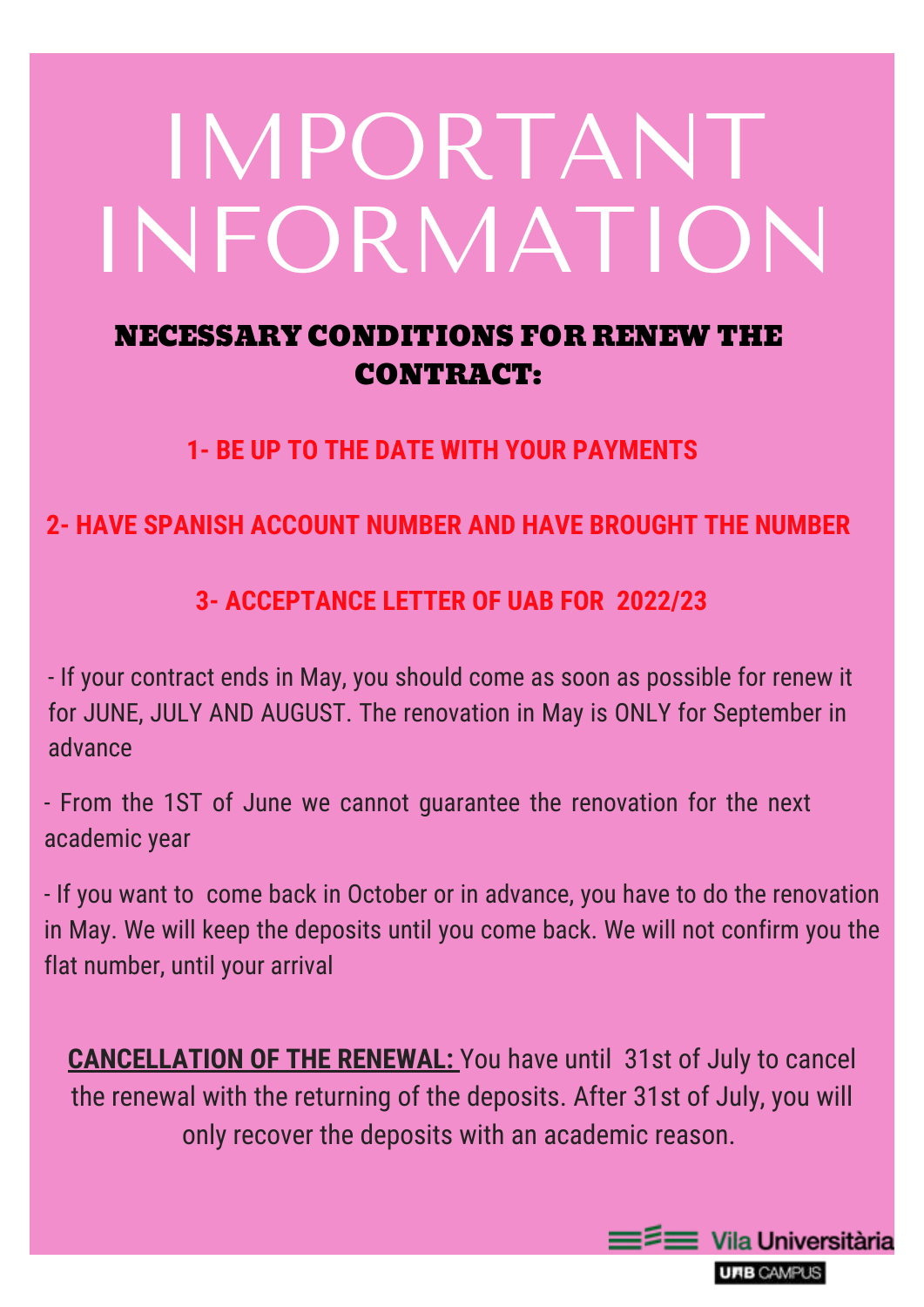# IMPORTANT INFORMATION

## NECESSARY CONDITIONS FOR RENEW THE CONTRACT:

**1- BE UP TO THE DATE WITH YOUR PAYMENTS**

**2- HAVE SPANISH ACCOUNT NUMBER AND HAVE BROUGHT THE NUMBER**

**3- ACCEPTANCE LETTER OF UAB FOR 2022/23**

- If your contract ends in May, you should come as soon as possible for renew it for JUNE, JULY AND AUGUST. The renovation in May is ONLY for September in advance

- From the 1ST of June we cannot guarantee the renovation for the next academic year

- If you want to come back in October or in advance, you have to do the renovation in May. We will keep the deposits until you come back. We will not confirm you the flat number, until your arrival

**CANCELLATION OF THE RENEWAL:** You have until 31st of July to cancel the renewal with the returning of the deposits. After 31st of July, you will only recover the deposits with an academic reason.

Vila Universitària

UAB CAMPUS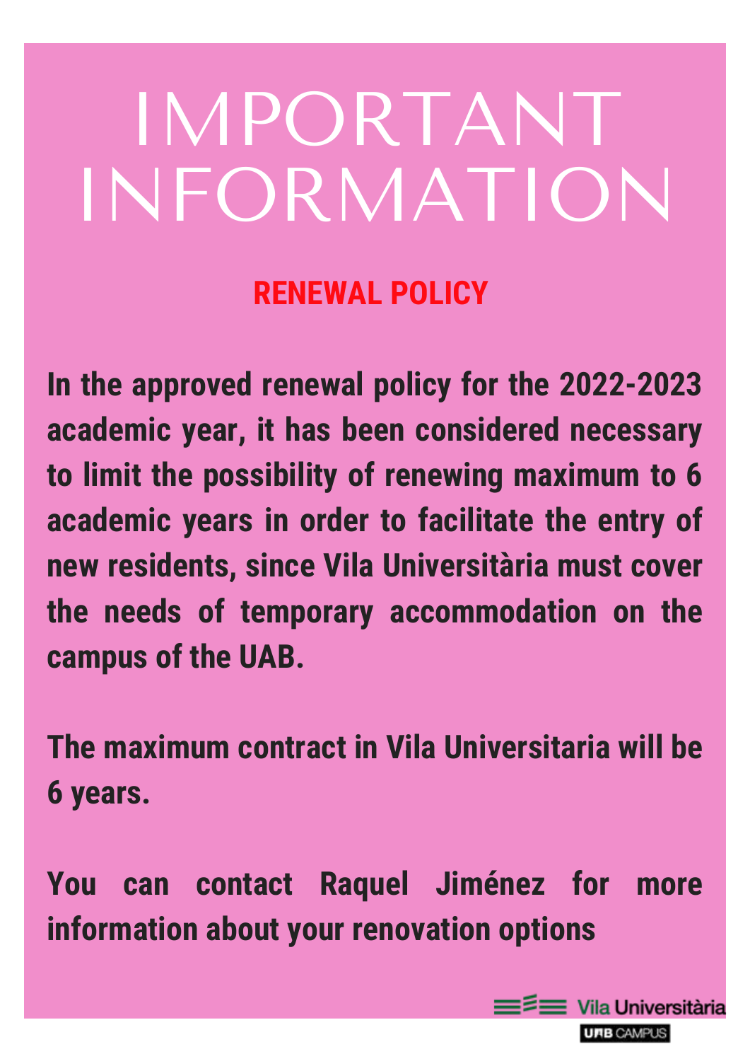# IMPORTANT INFORMATION

## RENEWAL POLICY

**In the approved renewal policy for the 2022-2023 academic year, it has been considered necessary to limit the possibility of renewing maximum to 6 academic years in order to facilitate the entry of new residents, since Vila Universitària must cover the needs of temporary accommodation on the campus of the UAB.**

**The maximum contract in Vila Universitaria will be 6 years.**

**You can contact Raquel Jiménez for more information about your renovation options**

Vila Universitària

UAB CAMPUS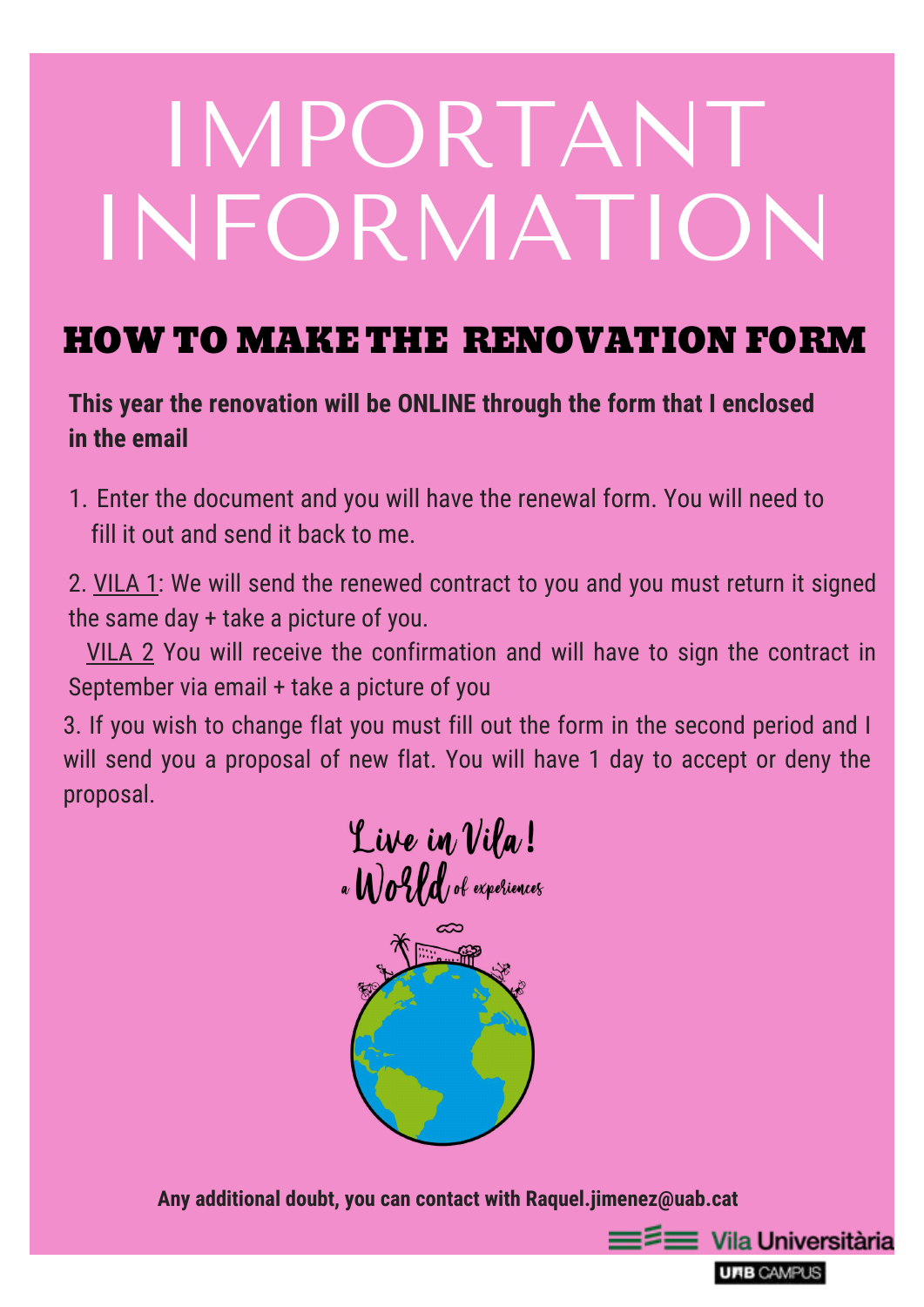# IMPORTANT INFORMATION

## HOW TO MAKE THE RENOVATION FORM

**This year the renovation will be ONLINE through the form that I enclosed in the email**

1. Enter the document and you will have the renewal form. You will need to fill it out and send it back to me.

2. VILA 1: We will send the renewed contract to you and you must return it signed the same day + take a picture of you.

   VILA 2 You will receive the confirmation and will have to sign the contract in September via email + take a picture of you

3. If you wish to change flat you must fill out the form in the second period and I will send you a proposal of new flat. You will have 1 day to accept or deny the proposal.

Live in Vila!
a World of experiences

**Any additional doubt, you can contact with Raquel.jimenez@uab.cat**

Vila Universitària
UAB CAMPUS